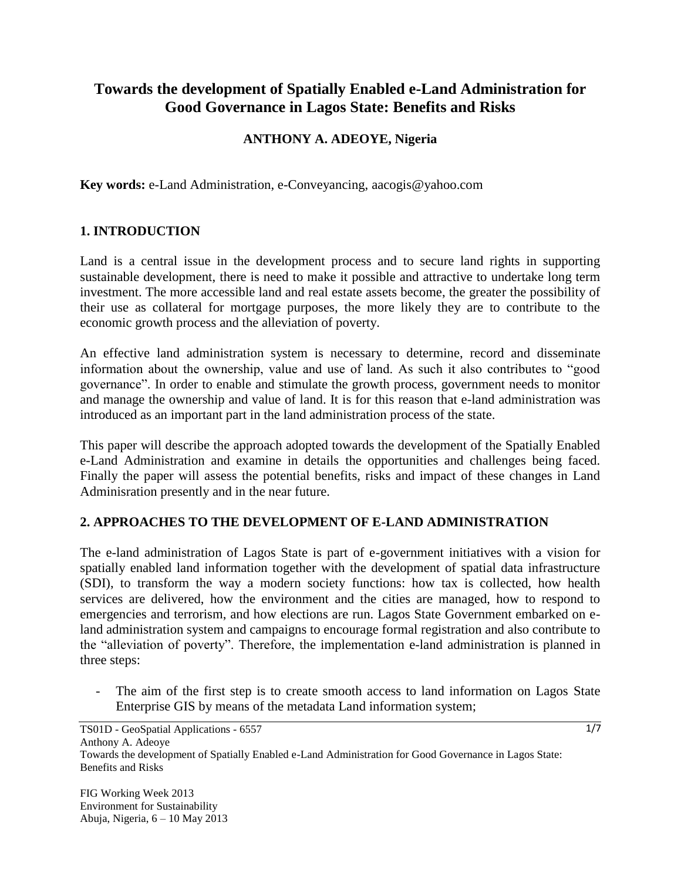# Towards the development of Spatially Enabled e-Land Administration for Good Governance in Lagos State: Benefits and Risks

**ANTHONY A. ADEOYE, Nigeria**

**Key words:** e-Land Administration, e-Conveyancing, aacogis@yahoo.com

## 1. INTRODUCTION

Land is a central issue in the development process and to secure land rights in supporting sustainable development, there is need to make it possible and attractive to undertake long term investment. The more accessible land and real estate assets become, the greater the possibility of their use as collateral for mortgage purposes, the more likely they are to contribute to the economic growth process and the alleviation of poverty.

An effective land administration system is necessary to determine, record and disseminate information about the ownership, value and use of land. As such it also contributes to "good governance". In order to enable and stimulate the growth process, government needs to monitor and manage the ownership and value of land. It is for this reason that e-land administration was introduced as an important part in the land administration process of the state.

This paper will describe the approach adopted towards the development of the Spatially Enabled e-Land Administration and examine in details the opportunities and challenges being faced. Finally the paper will assess the potential benefits, risks and impact of these changes in Land Adminisration presently and in the near future.

## 2. APPROACHES TO THE DEVELOPMENT OF E-LAND ADMINISTRATION

The e-land administration of Lagos State is part of e-government initiatives with a vision for spatially enabled land information together with the development of spatial data infrastructure (SDI), to transform the way a modern society functions: how tax is collected, how health services are delivered, how the environment and the cities are managed, how to respond to emergencies and terrorism, and how elections are run. Lagos State Government embarked on e-land administration system and campaigns to encourage formal registration and also contribute to the "alleviation of poverty". Therefore, the implementation e-land administration is planned in three steps:

- The aim of the first step is to create smooth access to land information on Lagos State Enterprise GIS by means of the metadata Land information system;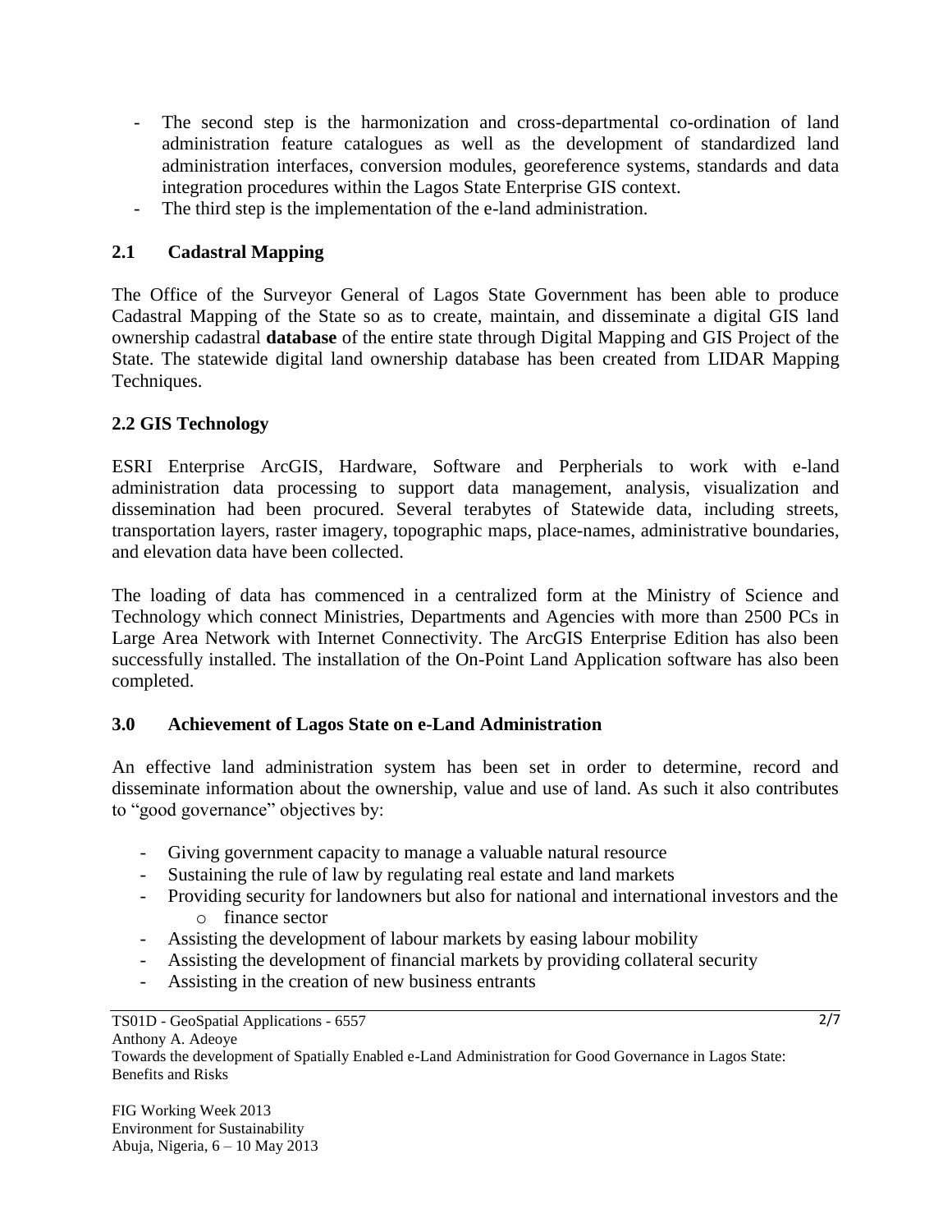- The second step is the harmonization and cross-departmental co-ordination of land administration feature catalogues as well as the development of standardized land administration interfaces, conversion modules, georeference systems, standards and data integration procedures within the Lagos State Enterprise GIS context.
- The third step is the implementation of the e-land administration.

## 2.1 Cadastral Mapping

The Office of the Surveyor General of Lagos State Government has been able to produce Cadastral Mapping of the State so as to create, maintain, and disseminate a digital GIS land ownership cadastral **database** of the entire state through Digital Mapping and GIS Project of the State. The statewide digital land ownership database has been created from LIDAR Mapping Techniques.

## 2.2 GIS Technology

ESRI Enterprise ArcGIS, Hardware, Software and Perpherials to work with e-land administration data processing to support data management, analysis, visualization and dissemination had been procured. Several terabytes of Statewide data, including streets, transportation layers, raster imagery, topographic maps, place-names, administrative boundaries, and elevation data have been collected.

The loading of data has commenced in a centralized form at the Ministry of Science and Technology which connect Ministries, Departments and Agencies with more than 2500 PCs in Large Area Network with Internet Connectivity. The ArcGIS Enterprise Edition has also been successfully installed. The installation of the On-Point Land Application software has also been completed.

## 3.0 Achievement of Lagos State on e-Land Administration

An effective land administration system has been set in order to determine, record and disseminate information about the ownership, value and use of land. As such it also contributes to "good governance" objectives by:

- Giving government capacity to manage a valuable natural resource
- Sustaining the rule of law by regulating real estate and land markets
- Providing security for landowners but also for national and international investors and the
  - finance sector
- Assisting the development of labour markets by easing labour mobility
- Assisting the development of financial markets by providing collateral security
- Assisting in the creation of new business entrants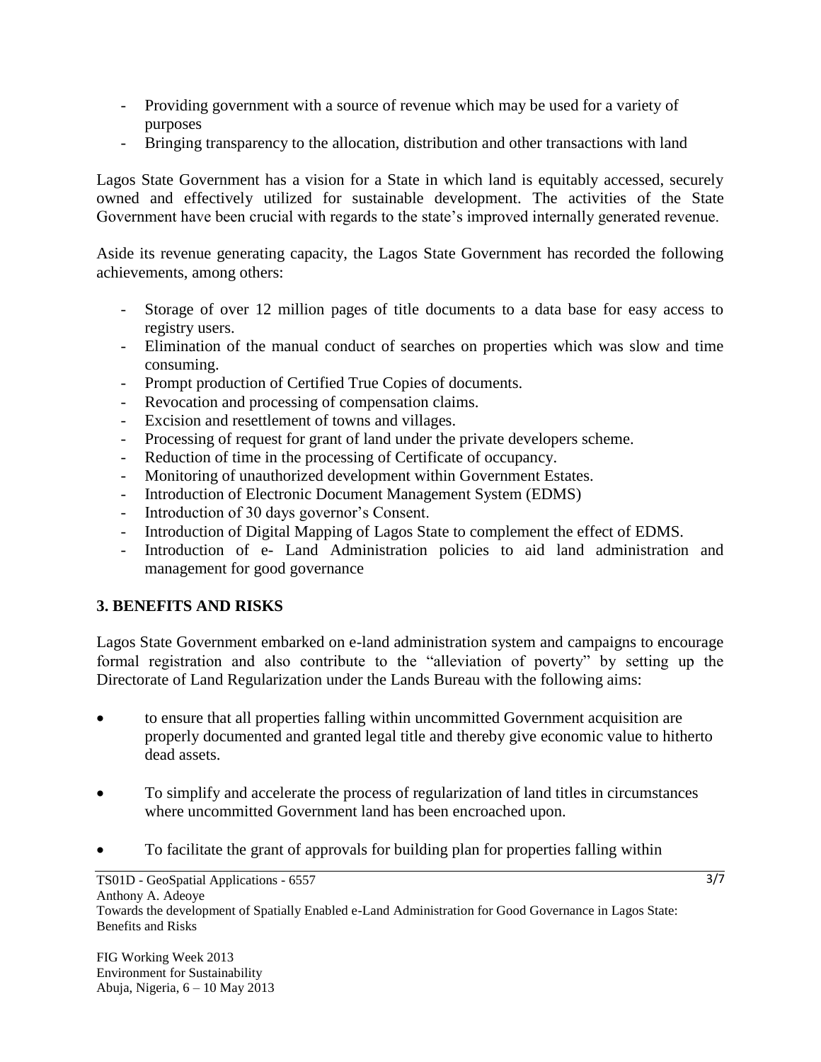- Providing government with a source of revenue which may be used for a variety of purposes
- Bringing transparency to the allocation, distribution and other transactions with land

Lagos State Government has a vision for a State in which land is equitably accessed, securely owned and effectively utilized for sustainable development. The activities of the State Government have been crucial with regards to the state's improved internally generated revenue.

Aside its revenue generating capacity, the Lagos State Government has recorded the following achievements, among others:

- Storage of over 12 million pages of title documents to a data base for easy access to registry users.
- Elimination of the manual conduct of searches on properties which was slow and time consuming.
- Prompt production of Certified True Copies of documents.
- Revocation and processing of compensation claims.
- Excision and resettlement of towns and villages.
- Processing of request for grant of land under the private developers scheme.
- Reduction of time in the processing of Certificate of occupancy.
- Monitoring of unauthorized development within Government Estates.
- Introduction of Electronic Document Management System (EDMS)
- Introduction of 30 days governor's Consent.
- Introduction of Digital Mapping of Lagos State to complement the effect of EDMS.
- Introduction of e- Land Administration policies to aid land administration and management for good governance

## 3. BENEFITS AND RISKS

Lagos State Government embarked on e-land administration system and campaigns to encourage formal registration and also contribute to the "alleviation of poverty" by setting up the Directorate of Land Regularization under the Lands Bureau with the following aims:

- to ensure that all properties falling within uncommitted Government acquisition are properly documented and granted legal title and thereby give economic value to hitherto dead assets.
- To simplify and accelerate the process of regularization of land titles in circumstances where uncommitted Government land has been encroached upon.
- To facilitate the grant of approvals for building plan for properties falling within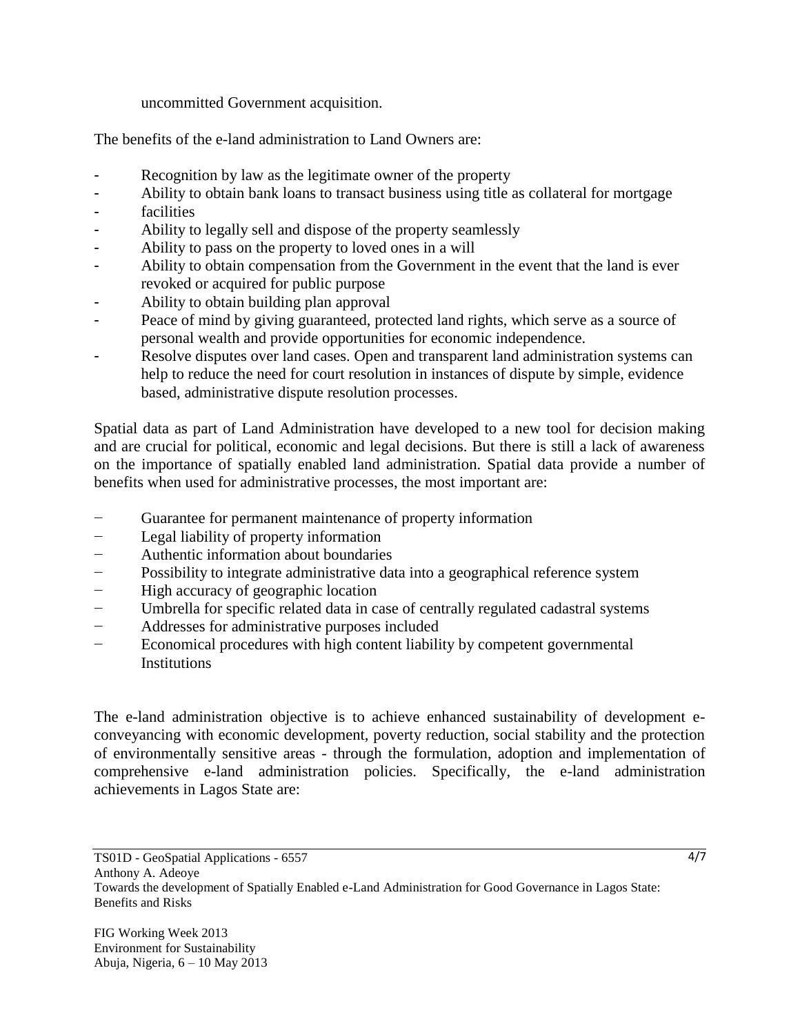uncommitted Government acquisition.

The benefits of the e-land administration to Land Owners are:

- Recognition by law as the legitimate owner of the property
- Ability to obtain bank loans to transact business using title as collateral for mortgage
- facilities
- Ability to legally sell and dispose of the property seamlessly
- Ability to pass on the property to loved ones in a will
- Ability to obtain compensation from the Government in the event that the land is ever revoked or acquired for public purpose
- Ability to obtain building plan approval
- Peace of mind by giving guaranteed, protected land rights, which serve as a source of personal wealth and provide opportunities for economic independence.
- Resolve disputes over land cases. Open and transparent land administration systems can help to reduce the need for court resolution in instances of dispute by simple, evidence based, administrative dispute resolution processes.

Spatial data as part of Land Administration have developed to a new tool for decision making and are crucial for political, economic and legal decisions. But there is still a lack of awareness on the importance of spatially enabled land administration. Spatial data provide a number of benefits when used for administrative processes, the most important are:

- Guarantee for permanent maintenance of property information
- Legal liability of property information
- Authentic information about boundaries
- Possibility to integrate administrative data into a geographical reference system
- High accuracy of geographic location
- Umbrella for specific related data in case of centrally regulated cadastral systems
- Addresses for administrative purposes included
- Economical procedures with high content liability by competent governmental Institutions

The e-land administration objective is to achieve enhanced sustainability of development e-conveyancing with economic development, poverty reduction, social stability and the protection of environmentally sensitive areas - through the formulation, adoption and implementation of comprehensive e-land administration policies. Specifically, the e-land administration achievements in Lagos State are: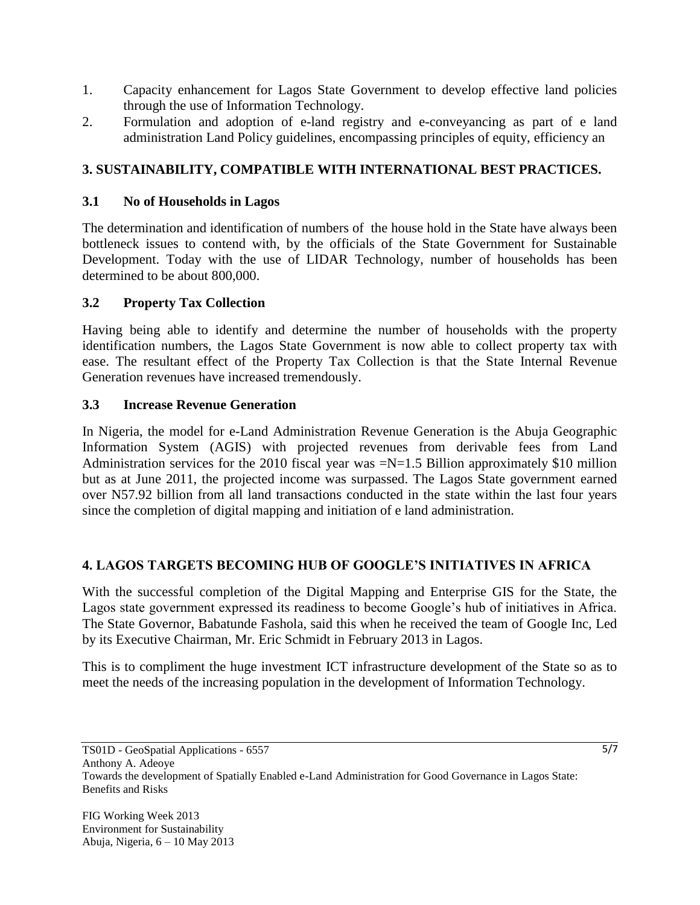1. Capacity enhancement for Lagos State Government to develop effective land policies through the use of Information Technology.
2. Formulation and adoption of e-land registry and e-conveyancing as part of e land administration Land Policy guidelines, encompassing principles of equity, efficiency an

## 3. SUSTAINABILITY, COMPATIBLE WITH INTERNATIONAL BEST PRACTICES.

### 3.1 No of Households in Lagos

The determination and identification of numbers of the house hold in the State have always been bottleneck issues to contend with, by the officials of the State Government for Sustainable Development. Today with the use of LIDAR Technology, number of households has been determined to be about 800,000.

### 3.2 Property Tax Collection

Having being able to identify and determine the number of households with the property identification numbers, the Lagos State Government is now able to collect property tax with ease. The resultant effect of the Property Tax Collection is that the State Internal Revenue Generation revenues have increased tremendously.

### 3.3 Increase Revenue Generation

In Nigeria, the model for e-Land Administration Revenue Generation is the Abuja Geographic Information System (AGIS) with projected revenues from derivable fees from Land Administration services for the 2010 fiscal year was =N=1.5 Billion approximately $10 million but as at June 2011, the projected income was surpassed. The Lagos State government earned over N57.92 billion from all land transactions conducted in the state within the last four years since the completion of digital mapping and initiation of e land administration.

## 4. LAGOS TARGETS BECOMING HUB OF GOOGLE'S INITIATIVES IN AFRICA

With the successful completion of the Digital Mapping and Enterprise GIS for the State, the Lagos state government expressed its readiness to become Google's hub of initiatives in Africa. The State Governor, Babatunde Fashola, said this when he received the team of Google Inc, Led by its Executive Chairman, Mr. Eric Schmidt in February 2013 in Lagos.

This is to compliment the huge investment ICT infrastructure development of the State so as to meet the needs of the increasing population in the development of Information Technology.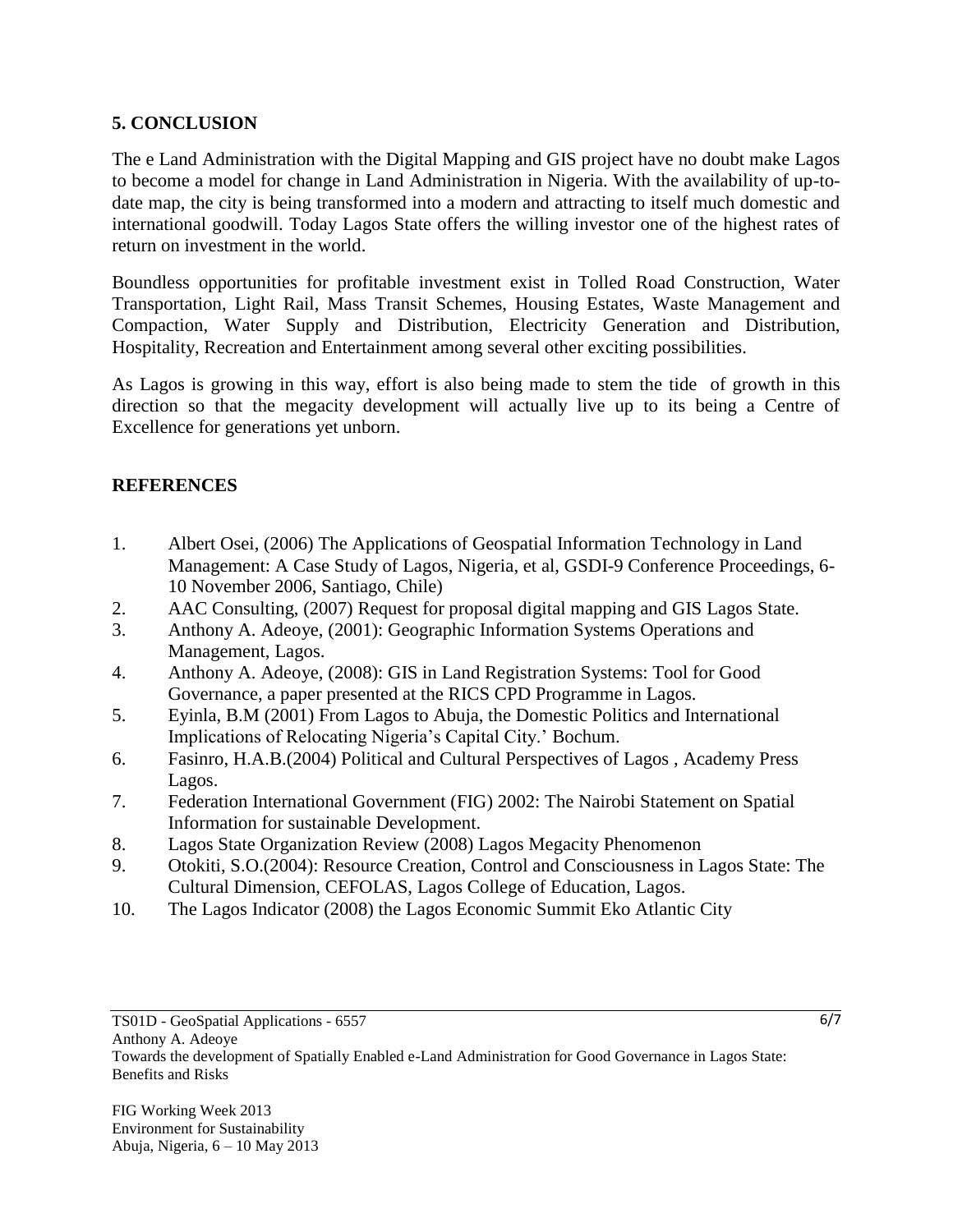## 5. CONCLUSION

The e Land Administration with the Digital Mapping and GIS project have no doubt make Lagos to become a model for change in Land Administration in Nigeria. With the availability of up-to-date map, the city is being transformed into a modern and attracting to itself much domestic and international goodwill. Today Lagos State offers the willing investor one of the highest rates of return on investment in the world.

Boundless opportunities for profitable investment exist in Tolled Road Construction, Water Transportation, Light Rail, Mass Transit Schemes, Housing Estates, Waste Management and Compaction, Water Supply and Distribution, Electricity Generation and Distribution, Hospitality, Recreation and Entertainment among several other exciting possibilities.

As Lagos is growing in this way, effort is also being made to stem the tide of growth in this direction so that the megacity development will actually live up to its being a Centre of Excellence for generations yet unborn.

## REFERENCES

1. Albert Osei, (2006) The Applications of Geospatial Information Technology in Land Management: A Case Study of Lagos, Nigeria, et al, GSDI-9 Conference Proceedings, 6-10 November 2006, Santiago, Chile)
2. AAC Consulting, (2007) Request for proposal digital mapping and GIS Lagos State.
3. Anthony A. Adeoye, (2001): Geographic Information Systems Operations and Management, Lagos.
4. Anthony A. Adeoye, (2008): GIS in Land Registration Systems: Tool for Good Governance, a paper presented at the RICS CPD Programme in Lagos.
5. Eyinla, B.M (2001) From Lagos to Abuja, the Domestic Politics and International Implications of Relocating Nigeria's Capital City.' Bochum.
6. Fasinro, H.A.B.(2004) Political and Cultural Perspectives of Lagos , Academy Press Lagos.
7. Federation International Government (FIG) 2002: The Nairobi Statement on Spatial Information for sustainable Development.
8. Lagos State Organization Review (2008) Lagos Megacity Phenomenon
9. Otokiti, S.O.(2004): Resource Creation, Control and Consciousness in Lagos State: The Cultural Dimension, CEFOLAS, Lagos College of Education, Lagos.
10. The Lagos Indicator (2008) the Lagos Economic Summit Eko Atlantic City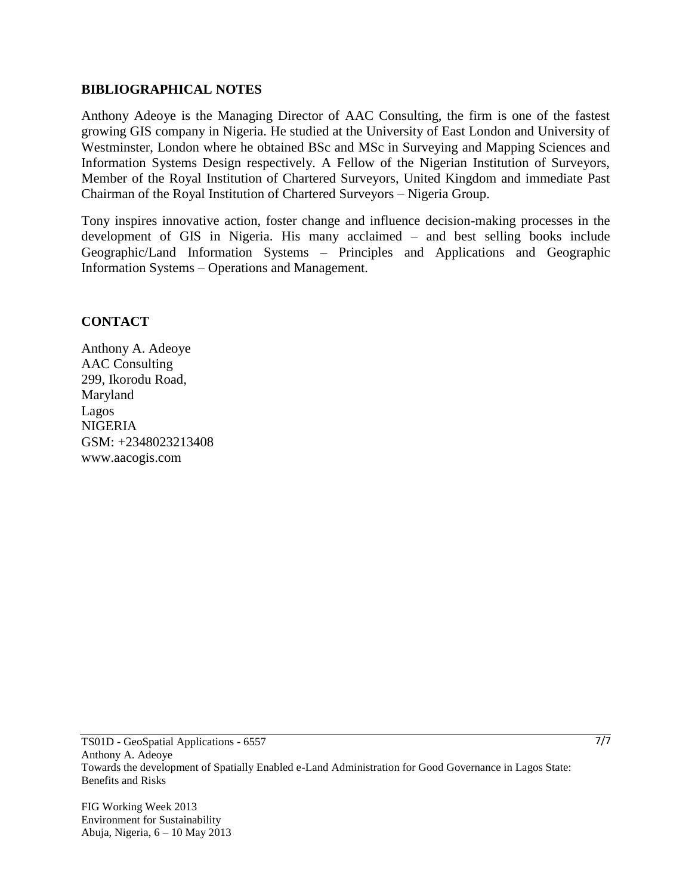## BIBLIOGRAPHICAL NOTES

Anthony Adeoye is the Managing Director of AAC Consulting, the firm is one of the fastest growing GIS company in Nigeria. He studied at the University of East London and University of Westminster, London where he obtained BSc and MSc in Surveying and Mapping Sciences and Information Systems Design respectively. A Fellow of the Nigerian Institution of Surveyors, Member of the Royal Institution of Chartered Surveyors, United Kingdom and immediate Past Chairman of the Royal Institution of Chartered Surveyors – Nigeria Group.

Tony inspires innovative action, foster change and influence decision-making processes in the development of GIS in Nigeria. His many acclaimed – and best selling books include Geographic/Land Information Systems – Principles and Applications and Geographic Information Systems – Operations and Management.

## CONTACT

Anthony A. Adeoye
AAC Consulting
299, Ikorodu Road,
Maryland
Lagos
NIGERIA
GSM: +2348023213408
www.aacogis.com